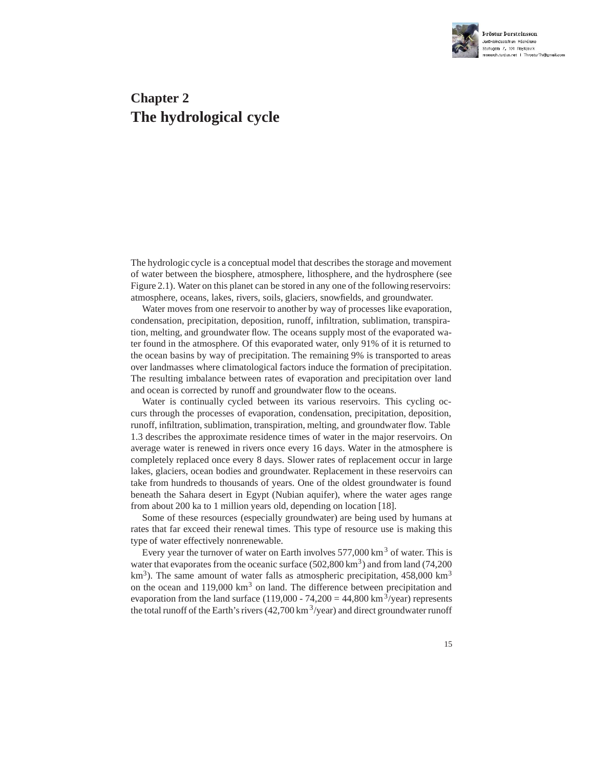# Chapter 2
# The hydrological cycle

The hydrologic cycle is a conceptual model that describes the storage and movement of water between the biosphere, atmosphere, lithosphere, and the hydrosphere (see Figure 2.1). Water on this planet can be stored in any one of the following reservoirs: atmosphere, oceans, lakes, rivers, soils, glaciers, snowfields, and groundwater.

Water moves from one reservoir to another by way of processes like evaporation, condensation, precipitation, deposition, runoff, infiltration, sublimation, transpiration, melting, and groundwater flow. The oceans supply most of the evaporated water found in the atmosphere. Of this evaporated water, only 91% of it is returned to the ocean basins by way of precipitation. The remaining 9% is transported to areas over landmasses where climatological factors induce the formation of precipitation. The resulting imbalance between rates of evaporation and precipitation over land and ocean is corrected by runoff and groundwater flow to the oceans.

Water is continually cycled between its various reservoirs. This cycling occurs through the processes of evaporation, condensation, precipitation, deposition, runoff, infiltration, sublimation, transpiration, melting, and groundwater flow. Table 1.3 describes the approximate residence times of water in the major reservoirs. On average water is renewed in rivers once every 16 days. Water in the atmosphere is completely replaced once every 8 days. Slower rates of replacement occur in large lakes, glaciers, ocean bodies and groundwater. Replacement in these reservoirs can take from hundreds to thousands of years. One of the oldest groundwater is found beneath the Sahara desert in Egypt (Nubian aquifer), where the water ages range from about 200 ka to 1 million years old, depending on location [18].

Some of these resources (especially groundwater) are being used by humans at rates that far exceed their renewal times. This type of resource use is making this type of water effectively nonrenewable.

Every year the turnover of water on Earth involves 577,000 $km^3$ of water. This is water that evaporates from the oceanic surface (502,800 $km^3$) and from land (74,200 $km^3$). The same amount of water falls as atmospheric precipitation, 458,000 $km^3$ on the ocean and 119,000 $km^3$ on land. The difference between precipitation and evaporation from the land surface (119,000 - 74,200 = 44,800 $km^3$/year) represents the total runoff of the Earth's rivers (42,700 $km^3$/year) and direct groundwater runoff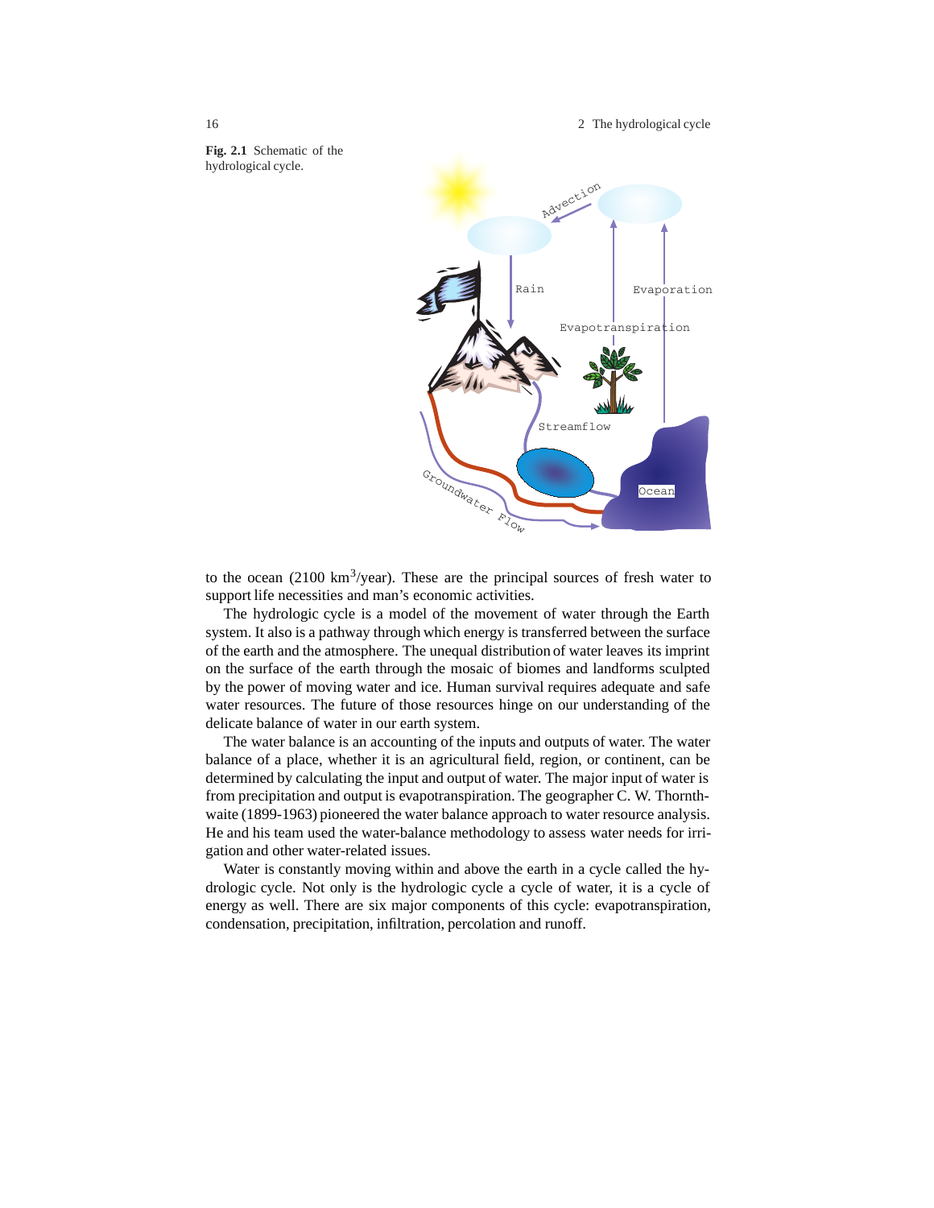Fig. 2.1 Schematic of the hydrological cycle.

to the ocean (2100 $km^3$/year). These are the principal sources of fresh water to support life necessities and man's economic activities.

The hydrologic cycle is a model of the movement of water through the Earth system. It also is a pathway through which energy is transferred between the surface of the earth and the atmosphere. The unequal distribution of water leaves its imprint on the surface of the earth through the mosaic of biomes and landforms sculpted by the power of moving water and ice. Human survival requires adequate and safe water resources. The future of those resources hinge on our understanding of the delicate balance of water in our earth system.

The water balance is an accounting of the inputs and outputs of water. The water balance of a place, whether it is an agricultural field, region, or continent, can be determined by calculating the input and output of water. The major input of water is from precipitation and output is evapotranspiration. The geographer C. W. Thornthwaite (1899-1963) pioneered the water balance approach to water resource analysis. He and his team used the water-balance methodology to assess water needs for irrigation and other water-related issues.

Water is constantly moving within and above the earth in a cycle called the hydrologic cycle. Not only is the hydrologic cycle a cycle of water, it is a cycle of energy as well. There are six major components of this cycle: evapotranspiration, condensation, precipitation, infiltration, percolation and runoff.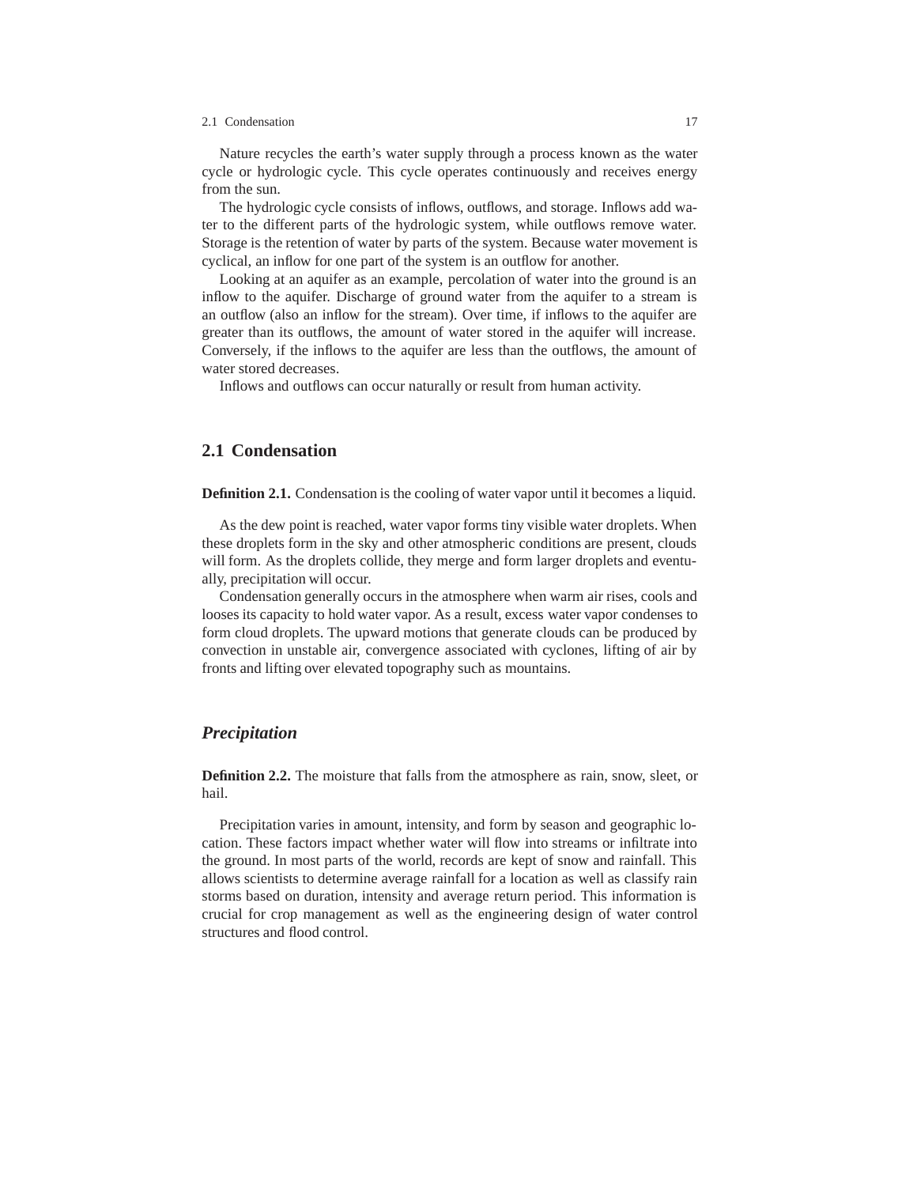Nature recycles the earth's water supply through a process known as the water cycle or hydrologic cycle. This cycle operates continuously and receives energy from the sun.

The hydrologic cycle consists of inflows, outflows, and storage. Inflows add water to the different parts of the hydrologic system, while outflows remove water. Storage is the retention of water by parts of the system. Because water movement is cyclical, an inflow for one part of the system is an outflow for another.

Looking at an aquifer as an example, percolation of water into the ground is an inflow to the aquifer. Discharge of ground water from the aquifer to a stream is an outflow (also an inflow for the stream). Over time, if inflows to the aquifer are greater than its outflows, the amount of water stored in the aquifer will increase. Conversely, if the inflows to the aquifer are less than the outflows, the amount of water stored decreases.

Inflows and outflows can occur naturally or result from human activity.

## 2.1 Condensation

**Definition 2.1.** Condensation is the cooling of water vapor until it becomes a liquid.

As the dew point is reached, water vapor forms tiny visible water droplets. When these droplets form in the sky and other atmospheric conditions are present, clouds will form. As the droplets collide, they merge and form larger droplets and eventually, precipitation will occur.

Condensation generally occurs in the atmosphere when warm air rises, cools and looses its capacity to hold water vapor. As a result, excess water vapor condenses to form cloud droplets. The upward motions that generate clouds can be produced by convection in unstable air, convergence associated with cyclones, lifting of air by fronts and lifting over elevated topography such as mountains.

### *Precipitation*

**Definition 2.2.** The moisture that falls from the atmosphere as rain, snow, sleet, or hail.

Precipitation varies in amount, intensity, and form by season and geographic location. These factors impact whether water will flow into streams or infiltrate into the ground. In most parts of the world, records are kept of snow and rainfall. This allows scientists to determine average rainfall for a location as well as classify rain storms based on duration, intensity and average return period. This information is crucial for crop management as well as the engineering design of water control structures and flood control.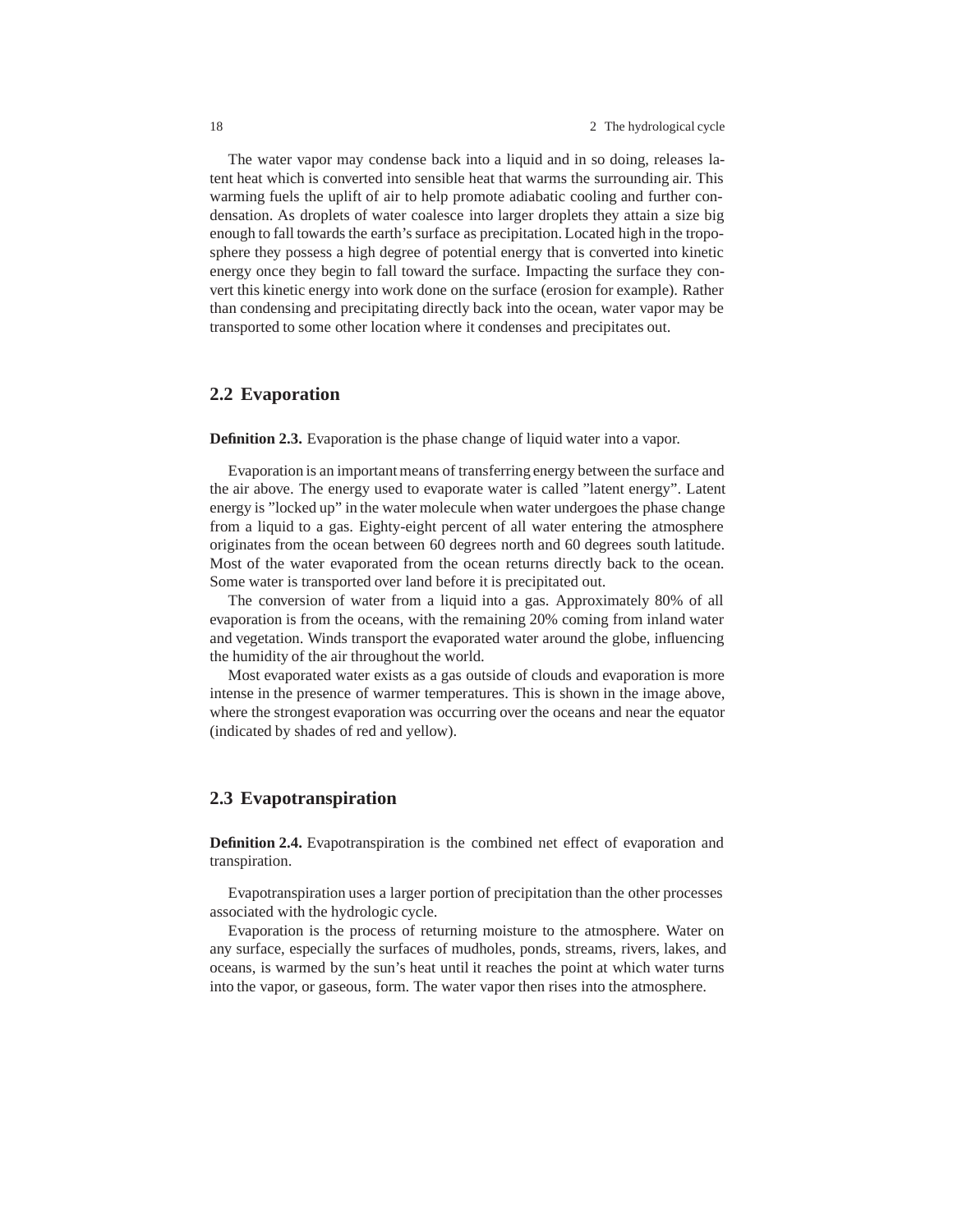The water vapor may condense back into a liquid and in so doing, releases latent heat which is converted into sensible heat that warms the surrounding air. This warming fuels the uplift of air to help promote adiabatic cooling and further condensation. As droplets of water coalesce into larger droplets they attain a size big enough to fall towards the earth's surface as precipitation. Located high in the troposphere they possess a high degree of potential energy that is converted into kinetic energy once they begin to fall toward the surface. Impacting the surface they convert this kinetic energy into work done on the surface (erosion for example). Rather than condensing and precipitating directly back into the ocean, water vapor may be transported to some other location where it condenses and precipitates out.

## 2.2 Evaporation

**Definition 2.3.** Evaporation is the phase change of liquid water into a vapor.

Evaporation is an important means of transferring energy between the surface and the air above. The energy used to evaporate water is called "latent energy". Latent energy is "locked up" in the water molecule when water undergoes the phase change from a liquid to a gas. Eighty-eight percent of all water entering the atmosphere originates from the ocean between 60 degrees north and 60 degrees south latitude. Most of the water evaporated from the ocean returns directly back to the ocean. Some water is transported over land before it is precipitated out.

The conversion of water from a liquid into a gas. Approximately 80% of all evaporation is from the oceans, with the remaining 20% coming from inland water and vegetation. Winds transport the evaporated water around the globe, influencing the humidity of the air throughout the world.

Most evaporated water exists as a gas outside of clouds and evaporation is more intense in the presence of warmer temperatures. This is shown in the image above, where the strongest evaporation was occurring over the oceans and near the equator (indicated by shades of red and yellow).

## 2.3 Evapotranspiration

**Definition 2.4.** Evapotranspiration is the combined net effect of evaporation and transpiration.

Evapotranspiration uses a larger portion of precipitation than the other processes associated with the hydrologic cycle.

Evaporation is the process of returning moisture to the atmosphere. Water on any surface, especially the surfaces of mudholes, ponds, streams, rivers, lakes, and oceans, is warmed by the sun's heat until it reaches the point at which water turns into the vapor, or gaseous, form. The water vapor then rises into the atmosphere.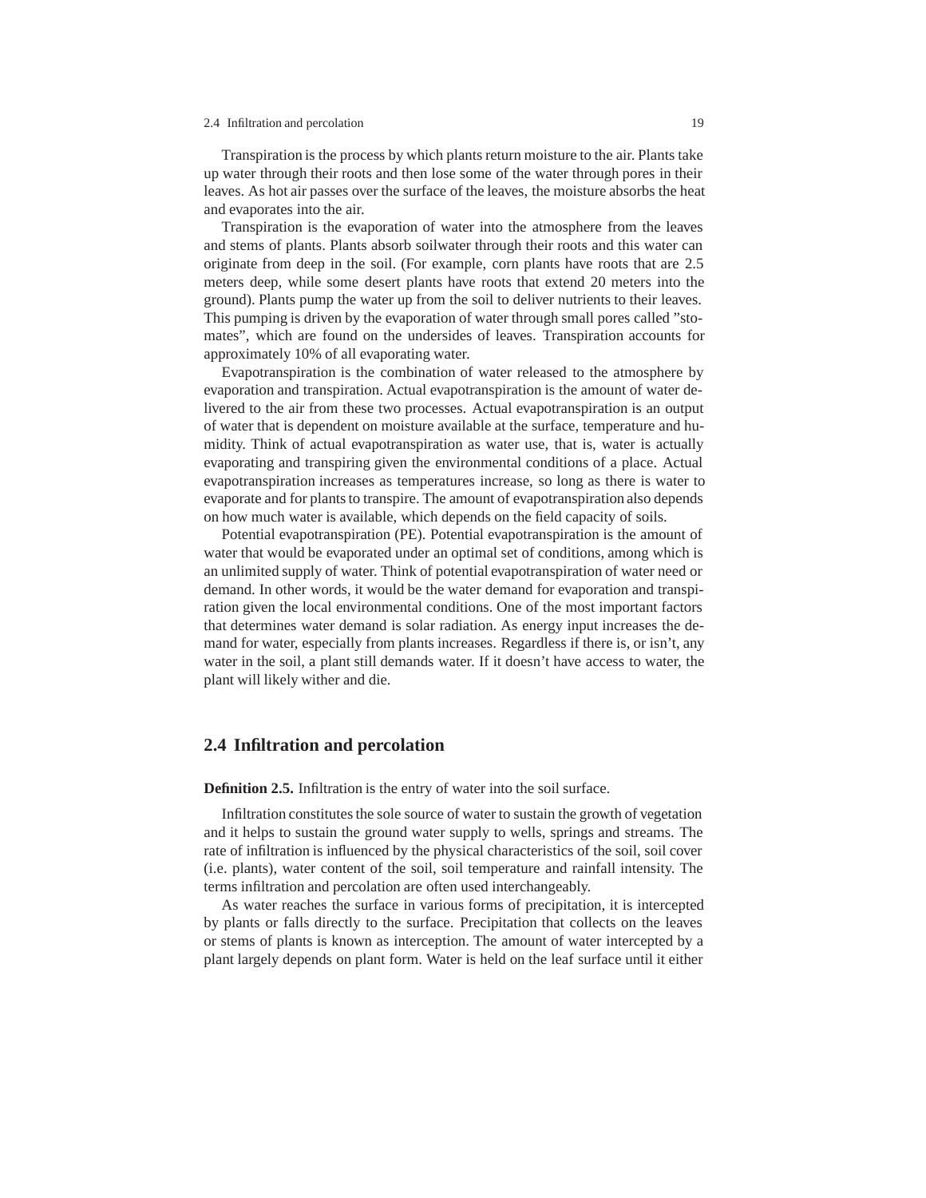Transpiration is the process by which plants return moisture to the air. Plants take up water through their roots and then lose some of the water through pores in their leaves. As hot air passes over the surface of the leaves, the moisture absorbs the heat and evaporates into the air.

Transpiration is the evaporation of water into the atmosphere from the leaves and stems of plants. Plants absorb soilwater through their roots and this water can originate from deep in the soil. (For example, corn plants have roots that are 2.5 meters deep, while some desert plants have roots that extend 20 meters into the ground). Plants pump the water up from the soil to deliver nutrients to their leaves. This pumping is driven by the evaporation of water through small pores called "stomates", which are found on the undersides of leaves. Transpiration accounts for approximately 10% of all evaporating water.

Evapotranspiration is the combination of water released to the atmosphere by evaporation and transpiration. Actual evapotranspiration is the amount of water delivered to the air from these two processes. Actual evapotranspiration is an output of water that is dependent on moisture available at the surface, temperature and humidity. Think of actual evapotranspiration as water use, that is, water is actually evaporating and transpiring given the environmental conditions of a place. Actual evapotranspiration increases as temperatures increase, so long as there is water to evaporate and for plants to transpire. The amount of evapotranspiration also depends on how much water is available, which depends on the field capacity of soils.

Potential evapotranspiration (PE). Potential evapotranspiration is the amount of water that would be evaporated under an optimal set of conditions, among which is an unlimited supply of water. Think of potential evapotranspiration of water need or demand. In other words, it would be the water demand for evaporation and transpiration given the local environmental conditions. One of the most important factors that determines water demand is solar radiation. As energy input increases the demand for water, especially from plants increases. Regardless if there is, or isn't, any water in the soil, a plant still demands water. If it doesn't have access to water, the plant will likely wither and die.

## 2.4 Infiltration and percolation

**Definition 2.5.** Infiltration is the entry of water into the soil surface.

Infiltration constitutes the sole source of water to sustain the growth of vegetation and it helps to sustain the ground water supply to wells, springs and streams. The rate of infiltration is influenced by the physical characteristics of the soil, soil cover (i.e. plants), water content of the soil, soil temperature and rainfall intensity. The terms infiltration and percolation are often used interchangeably.

As water reaches the surface in various forms of precipitation, it is intercepted by plants or falls directly to the surface. Precipitation that collects on the leaves or stems of plants is known as interception. The amount of water intercepted by a plant largely depends on plant form. Water is held on the leaf surface until it either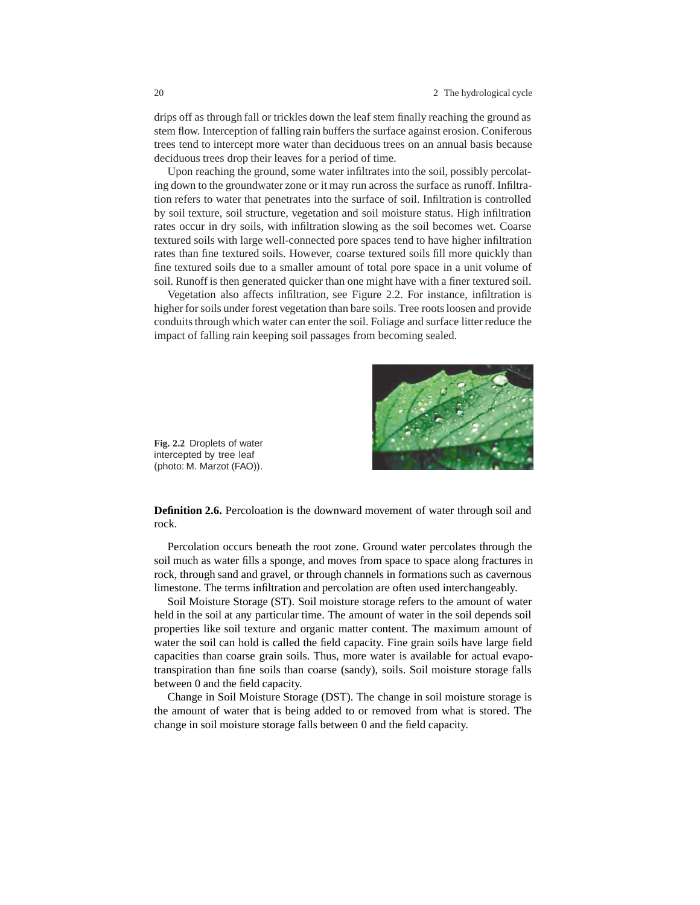drips off as through fall or trickles down the leaf stem finally reaching the ground as stem flow. Interception of falling rain buffers the surface against erosion. Coniferous trees tend to intercept more water than deciduous trees on an annual basis because deciduous trees drop their leaves for a period of time.

Upon reaching the ground, some water infiltrates into the soil, possibly percolating down to the groundwater zone or it may run across the surface as runoff. Infiltration refers to water that penetrates into the surface of soil. Infiltration is controlled by soil texture, soil structure, vegetation and soil moisture status. High infiltration rates occur in dry soils, with infiltration slowing as the soil becomes wet. Coarse textured soils with large well-connected pore spaces tend to have higher infiltration rates than fine textured soils. However, coarse textured soils fill more quickly than fine textured soils due to a smaller amount of total pore space in a unit volume of soil. Runoff is then generated quicker than one might have with a finer textured soil.

Vegetation also affects infiltration, see Figure 2.2. For instance, infiltration is higher for soils under forest vegetation than bare soils. Tree roots loosen and provide conduits through which water can enter the soil. Foliage and surface litter reduce the impact of falling rain keeping soil passages from becoming sealed.

**Fig. 2.2** Droplets of water intercepted by tree leaf (photo: M. Marzot (FAO)).

**Definition 2.6.** Percoloation is the downward movement of water through soil and rock.

Percolation occurs beneath the root zone. Ground water percolates through the soil much as water fills a sponge, and moves from space to space along fractures in rock, through sand and gravel, or through channels in formations such as cavernous limestone. The terms infiltration and percolation are often used interchangeably.

Soil Moisture Storage (ST). Soil moisture storage refers to the amount of water held in the soil at any particular time. The amount of water in the soil depends soil properties like soil texture and organic matter content. The maximum amount of water the soil can hold is called the field capacity. Fine grain soils have large field capacities than coarse grain soils. Thus, more water is available for actual evapotranspiration than fine soils than coarse (sandy), soils. Soil moisture storage falls between 0 and the field capacity.

Change in Soil Moisture Storage (DST). The change in soil moisture storage is the amount of water that is being added to or removed from what is stored. The change in soil moisture storage falls between 0 and the field capacity.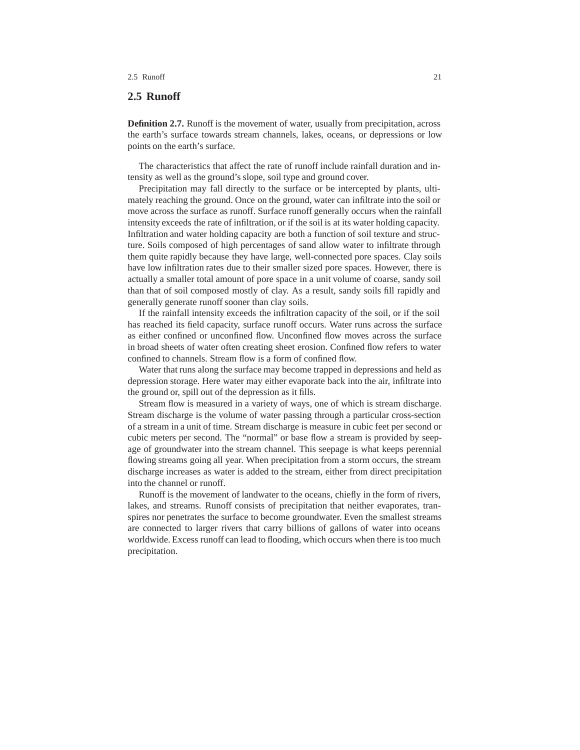## 2.5 Runoff

**Definition 2.7.** Runoff is the movement of water, usually from precipitation, across the earth's surface towards stream channels, lakes, oceans, or depressions or low points on the earth's surface.

The characteristics that affect the rate of runoff include rainfall duration and intensity as well as the ground's slope, soil type and ground cover.

Precipitation may fall directly to the surface or be intercepted by plants, ultimately reaching the ground. Once on the ground, water can infiltrate into the soil or move across the surface as runoff. Surface runoff generally occurs when the rainfall intensity exceeds the rate of infiltration, or if the soil is at its water holding capacity. Infiltration and water holding capacity are both a function of soil texture and structure. Soils composed of high percentages of sand allow water to infiltrate through them quite rapidly because they have large, well-connected pore spaces. Clay soils have low infiltration rates due to their smaller sized pore spaces. However, there is actually a smaller total amount of pore space in a unit volume of coarse, sandy soil than that of soil composed mostly of clay. As a result, sandy soils fill rapidly and generally generate runoff sooner than clay soils.

If the rainfall intensity exceeds the infiltration capacity of the soil, or if the soil has reached its field capacity, surface runoff occurs. Water runs across the surface as either confined or unconfined flow. Unconfined flow moves across the surface in broad sheets of water often creating sheet erosion. Confined flow refers to water confined to channels. Stream flow is a form of confined flow.

Water that runs along the surface may become trapped in depressions and held as depression storage. Here water may either evaporate back into the air, infiltrate into the ground or, spill out of the depression as it fills.

Stream flow is measured in a variety of ways, one of which is stream discharge. Stream discharge is the volume of water passing through a particular cross-section of a stream in a unit of time. Stream discharge is measure in cubic feet per second or cubic meters per second. The "normal" or base flow a stream is provided by seepage of groundwater into the stream channel. This seepage is what keeps perennial flowing streams going all year. When precipitation from a storm occurs, the stream discharge increases as water is added to the stream, either from direct precipitation into the channel or runoff.

Runoff is the movement of landwater to the oceans, chiefly in the form of rivers, lakes, and streams. Runoff consists of precipitation that neither evaporates, transpires nor penetrates the surface to become groundwater. Even the smallest streams are connected to larger rivers that carry billions of gallons of water into oceans worldwide. Excess runoff can lead to flooding, which occurs when there is too much precipitation.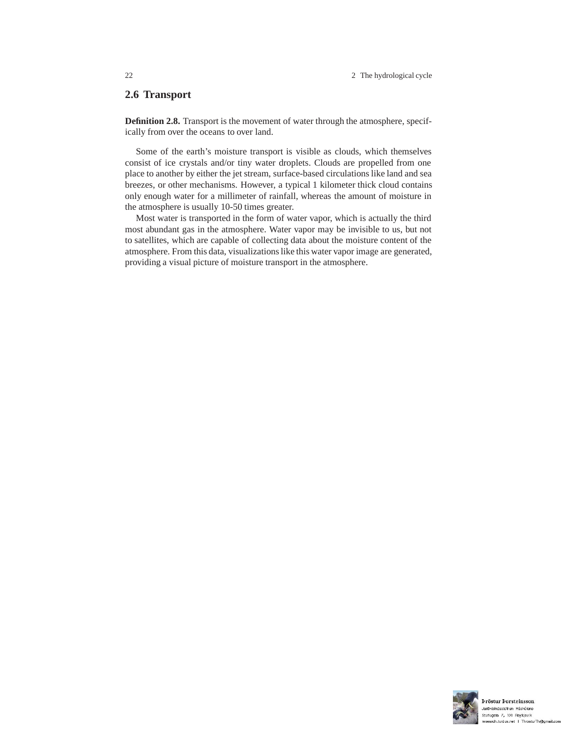## 2.6 Transport

**Definition 2.8.** Transport is the movement of water through the atmosphere, specifically from over the oceans to over land.

Some of the earth's moisture transport is visible as clouds, which themselves consist of ice crystals and/or tiny water droplets. Clouds are propelled from one place to another by either the jet stream, surface-based circulations like land and sea breezes, or other mechanisms. However, a typical 1 kilometer thick cloud contains only enough water for a millimeter of rainfall, whereas the amount of moisture in the atmosphere is usually 10-50 times greater.

Most water is transported in the form of water vapor, which is actually the third most abundant gas in the atmosphere. Water vapor may be invisible to us, but not to satellites, which are capable of collecting data about the moisture content of the atmosphere. From this data, visualizations like this water vapor image are generated, providing a visual picture of moisture transport in the atmosphere.